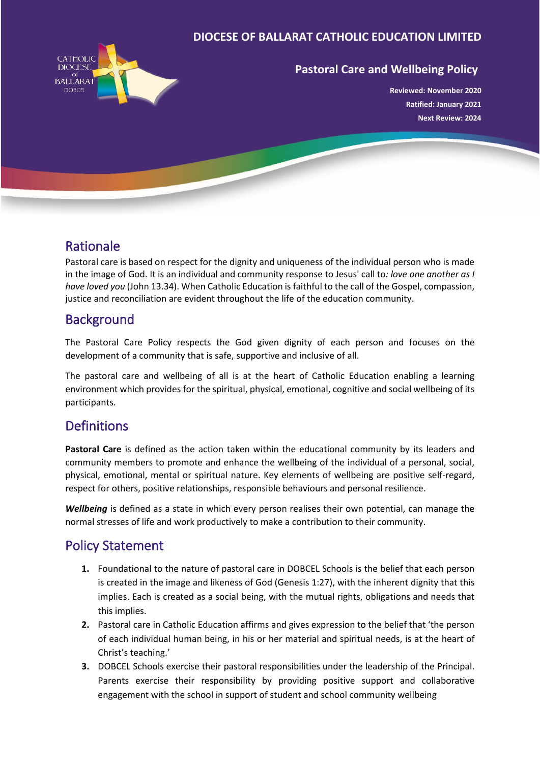# DIOCESE OF BALLARAT CATHOLIC EDUCATION LIMITED

## Pastoral Care and Wellbeing Policy

**Reviewed: November 2020**
**Ratified: January 2021**
**Next Review: 2024**

## Rationale

Pastoral care is based on respect for the dignity and uniqueness of the individual person who is made in the image of God. It is an individual and community response to Jesus' call to*: love one another as I have loved you* (John 13.34). When Catholic Education is faithful to the call of the Gospel, compassion, justice and reconciliation are evident throughout the life of the education community.

## Background

The Pastoral Care Policy respects the God given dignity of each person and focuses on the development of a community that is safe, supportive and inclusive of all.

The pastoral care and wellbeing of all is at the heart of Catholic Education enabling a learning environment which provides for the spiritual, physical, emotional, cognitive and social wellbeing of its participants.

## Definitions

**Pastoral Care** is defined as the action taken within the educational community by its leaders and community members to promote and enhance the wellbeing of the individual of a personal, social, physical, emotional, mental or spiritual nature. Key elements of wellbeing are positive self-regard, respect for others, positive relationships, responsible behaviours and personal resilience.

***Wellbeing*** is defined as a state in which every person realises their own potential, can manage the normal stresses of life and work productively to make a contribution to their community.

## Policy Statement

1. Foundational to the nature of pastoral care in DOBCEL Schools is the belief that each person is created in the image and likeness of God (Genesis 1:27), with the inherent dignity that this implies. Each is created as a social being, with the mutual rights, obligations and needs that this implies.
2. Pastoral care in Catholic Education affirms and gives expression to the belief that 'the person of each individual human being, in his or her material and spiritual needs, is at the heart of Christ's teaching.'
3. DOBCEL Schools exercise their pastoral responsibilities under the leadership of the Principal. Parents exercise their responsibility by providing positive support and collaborative engagement with the school in support of student and school community wellbeing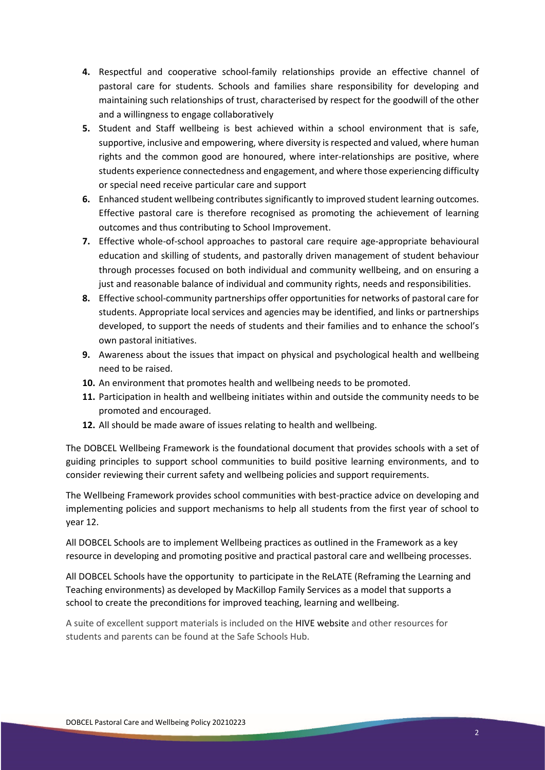4. Respectful and cooperative school-family relationships provide an effective channel of pastoral care for students. Schools and families share responsibility for developing and maintaining such relationships of trust, characterised by respect for the goodwill of the other and a willingness to engage collaboratively
5. Student and Staff wellbeing is best achieved within a school environment that is safe, supportive, inclusive and empowering, where diversity is respected and valued, where human rights and the common good are honoured, where inter-relationships are positive, where students experience connectedness and engagement, and where those experiencing difficulty or special need receive particular care and support
6. Enhanced student wellbeing contributes significantly to improved student learning outcomes. Effective pastoral care is therefore recognised as promoting the achievement of learning outcomes and thus contributing to School Improvement.
7. Effective whole-of-school approaches to pastoral care require age-appropriate behavioural education and skilling of students, and pastorally driven management of student behaviour through processes focused on both individual and community wellbeing, and on ensuring a just and reasonable balance of individual and community rights, needs and responsibilities.
8. Effective school-community partnerships offer opportunities for networks of pastoral care for students. Appropriate local services and agencies may be identified, and links or partnerships developed, to support the needs of students and their families and to enhance the school's own pastoral initiatives.
9. Awareness about the issues that impact on physical and psychological health and wellbeing need to be raised.
10. An environment that promotes health and wellbeing needs to be promoted.
11. Participation in health and wellbeing initiates within and outside the community needs to be promoted and encouraged.
12. All should be made aware of issues relating to health and wellbeing.

The DOBCEL Wellbeing Framework is the foundational document that provides schools with a set of guiding principles to support school communities to build positive learning environments, and to consider reviewing their current safety and wellbeing policies and support requirements.

The Wellbeing Framework provides school communities with best-practice advice on developing and implementing policies and support mechanisms to help all students from the first year of school to year 12.

All DOBCEL Schools are to implement Wellbeing practices as outlined in the Framework as a key resource in developing and promoting positive and practical pastoral care and wellbeing processes.

All DOBCEL Schools have the opportunity to participate in the ReLATE (Reframing the Learning and Teaching environments) as developed by MacKillop Family Services as a model that supports a school to create the preconditions for improved teaching, learning and wellbeing.

A suite of excellent support materials is included on the HIVE website and other resources for students and parents can be found at the Safe Schools Hub.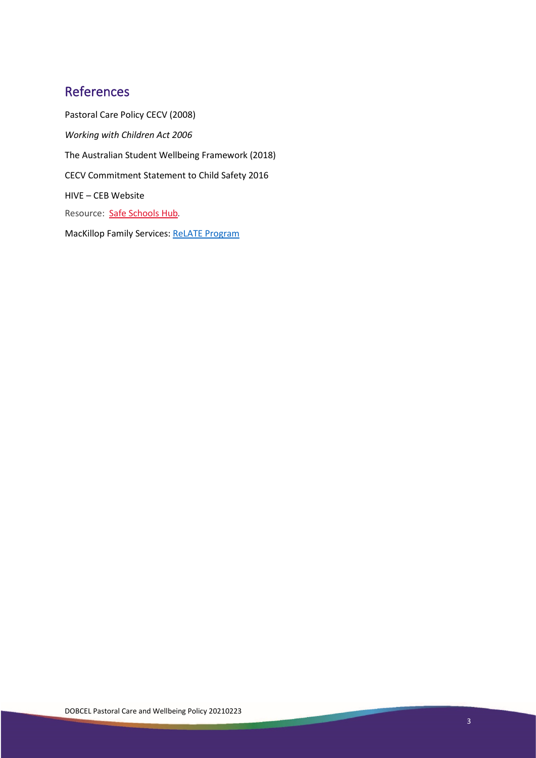## References

Pastoral Care Policy CECV (2008)

*Working with Children Act 2006*

The Australian Student Wellbeing Framework (2018)

CECV Commitment Statement to Child Safety 2016

HIVE – CEB Website

Resource: Safe Schools Hub.

MacKillop Family Services: ReLATE Program